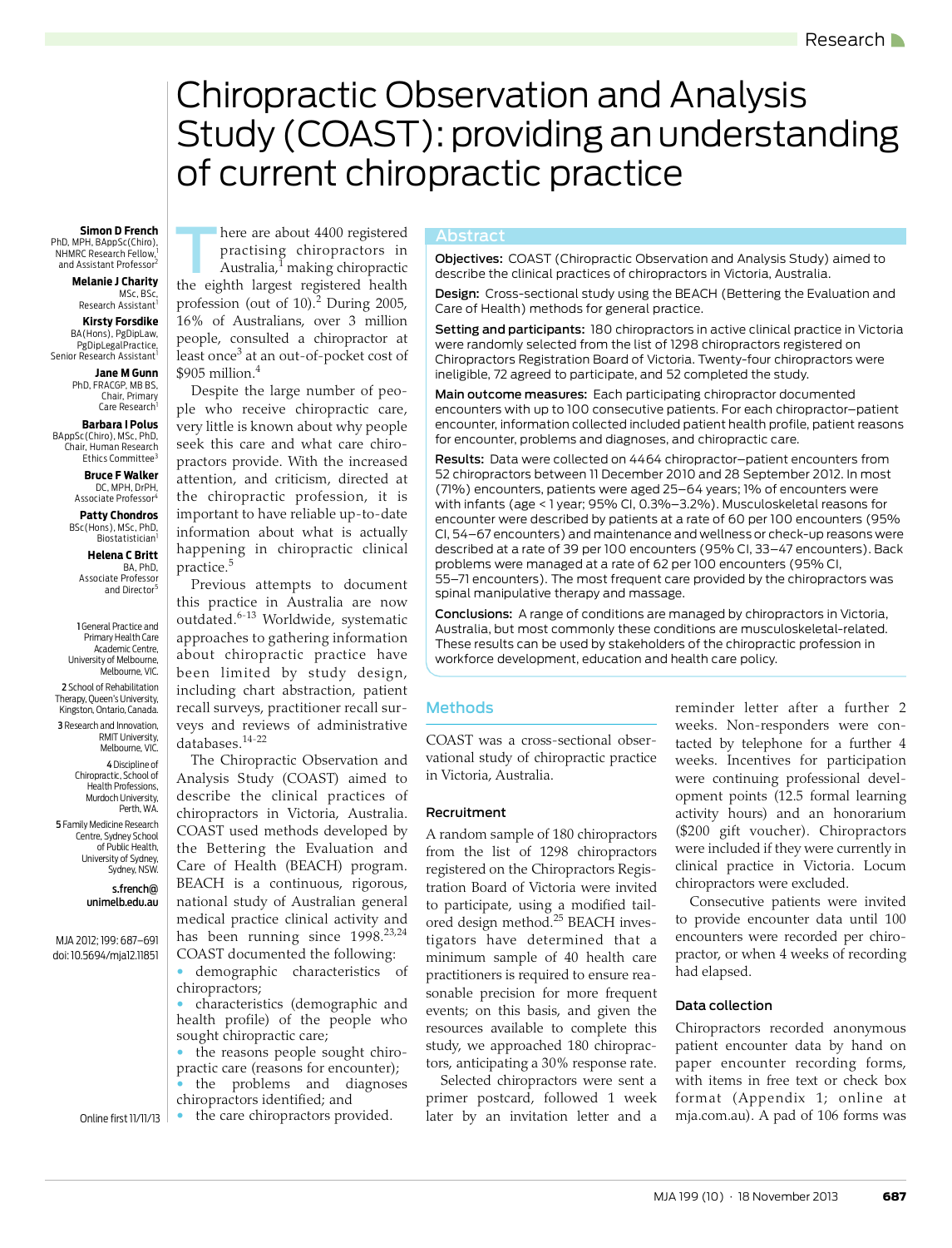# Chiropractic Observation and Analysis Study (COAST): providing an understanding of current chiropractic practice

**Simon D French**
PhD, MPH, BAppSc(Chiro), NHMRC Research Fellow,[1] and Assistant Professor[2]

**Melanie J Charity**
MSc, BSc, Research Assistant[1]

**Kirsty Forsdike**
BA(Hons), PgDipLaw, PgDipLegalPractice, Senior Research Assistant[1]

**Jane M Gunn**
PhD, FRACGP, MB BS, Chair, Primary Care Research[1]

**Barbara I Polus**
BAppSc(Chiro), MSc, PhD, Chair, Human Research Ethics Committee[3]

**Bruce F Walker**
DC, MPH, DrPH, Associate Professor[4]

**Patty Chondros**
BSc(Hons), MSc, PhD, Biostatistician[1]

**Helena C Britt**
BA, PhD, Associate Professor and Director[5]

1 General Practice and Primary Health Care Academic Centre, University of Melbourne, Melbourne, VIC.

2 School of Rehabilitation Therapy, Queen's University, Kingston, Ontario, Canada.

3 Research and Innovation, RMIT University, Melbourne, VIC.

4 Discipline of Chiropractic, School of Health Professions, Murdoch University, Perth, WA.

5 Family Medicine Research Centre, Sydney School of Public Health, University of Sydney, Sydney, NSW.

s.french@unimelb.edu.au

MJA 2012; 199: 687–691
doi: 10.5694/mja12.11851

Online first 11/11/13

## Abstract

**Objectives:** COAST (Chiropractic Observation and Analysis Study) aimed to describe the clinical practices of chiropractors in Victoria, Australia.

**Design:** Cross-sectional study using the BEACH (Bettering the Evaluation and Care of Health) methods for general practice.

**Setting and participants:** 180 chiropractors in active clinical practice in Victoria were randomly selected from the list of 1298 chiropractors registered on Chiropractors Registration Board of Victoria. Twenty-four chiropractors were ineligible, 72 agreed to participate, and 52 completed the study.

**Main outcome measures:** Each participating chiropractor documented encounters with up to 100 consecutive patients. For each chiropractor–patient encounter, information collected included patient health profile, patient reasons for encounter, problems and diagnoses, and chiropractic care.

**Results:** Data were collected on 4464 chiropractor–patient encounters from 52 chiropractors between 11 December 2010 and 28 September 2012. In most (71%) encounters, patients were aged 25–64 years; 1% of encounters were with infants (age < 1 year; 95% CI, 0.3%–3.2%). Musculoskeletal reasons for encounter were described by patients at a rate of 60 per 100 encounters (95% CI, 54–67 encounters) and maintenance and wellness or check-up reasons were described at a rate of 39 per 100 encounters (95% CI, 33–47 encounters). Back problems were managed at a rate of 62 per 100 encounters (95% CI, 55–71 encounters). The most frequent care provided by the chiropractors was spinal manipulative therapy and massage.

**Conclusions:** A range of conditions are managed by chiropractors in Victoria, Australia, but most commonly these conditions are musculoskeletal-related. These results can be used by stakeholders of the chiropractic profession in workforce development, education and health care policy.

There are about 4400 registered practising chiropractors in Australia,[1] making chiropractic the eighth largest registered health profession (out of 10).[2] During 2005, 16% of Australians, over 3 million people, consulted a chiropractor at least once[3] at an out-of-pocket cost of $905 million.[4]

Despite the large number of people who receive chiropractic care, very little is known about why people seek this care and what care chiropractors provide. With the increased attention, and criticism, directed at the chiropractic profession, it is important to have reliable up-to-date information about what is actually happening in chiropractic clinical practice.[5]

Previous attempts to document this practice in Australia are now outdated.[6-13] Worldwide, systematic approaches to gathering information about chiropractic practice have been limited by study design, including chart abstraction, patient recall surveys, practitioner recall surveys and reviews of administrative databases.[14-22]

The Chiropractic Observation and Analysis Study (COAST) aimed to describe the clinical practices of chiropractors in Victoria, Australia. COAST used methods developed by the Bettering the Evaluation and Care of Health (BEACH) program. BEACH is a continuous, rigorous, national study of Australian general medical practice clinical activity and has been running since 1998.[23,24] COAST documented the following:

- demographic characteristics of chiropractors;
- characteristics (demographic and health profile) of the people who sought chiropractic care;
- the reasons people sought chiropractic care (reasons for encounter);
- the problems and diagnoses chiropractors identified; and
- the care chiropractors provided.

## Methods

COAST was a cross-sectional observational study of chiropractic practice in Victoria, Australia.

### Recruitment

A random sample of 180 chiropractors from the list of 1298 chiropractors registered on the Chiropractors Registration Board of Victoria were invited to participate, using a modified tailored design method.[25] BEACH investigators have determined that a minimum sample of 40 health care practitioners is required to ensure reasonable precision for more frequent events; on this basis, and given the resources available to complete this study, we approached 180 chiropractors, anticipating a 30% response rate.

Selected chiropractors were sent a primer postcard, followed 1 week later by an invitation letter and a reminder letter after a further 2 weeks. Non-responders were contacted by telephone for a further 4 weeks. Incentives for participation were continuing professional development points (12.5 formal learning activity hours) and an honorarium ($200 gift voucher). Chiropractors were included if they were currently in clinical practice in Victoria. Locum chiropractors were excluded.

Consecutive patients were invited to provide encounter data until 100 encounters were recorded per chiropractor, or when 4 weeks of recording had elapsed.

### Data collection

Chiropractors recorded anonymous patient encounter data by hand on paper encounter recording forms, with items in free text or check box format (Appendix 1; online at mja.com.au). A pad of 106 forms was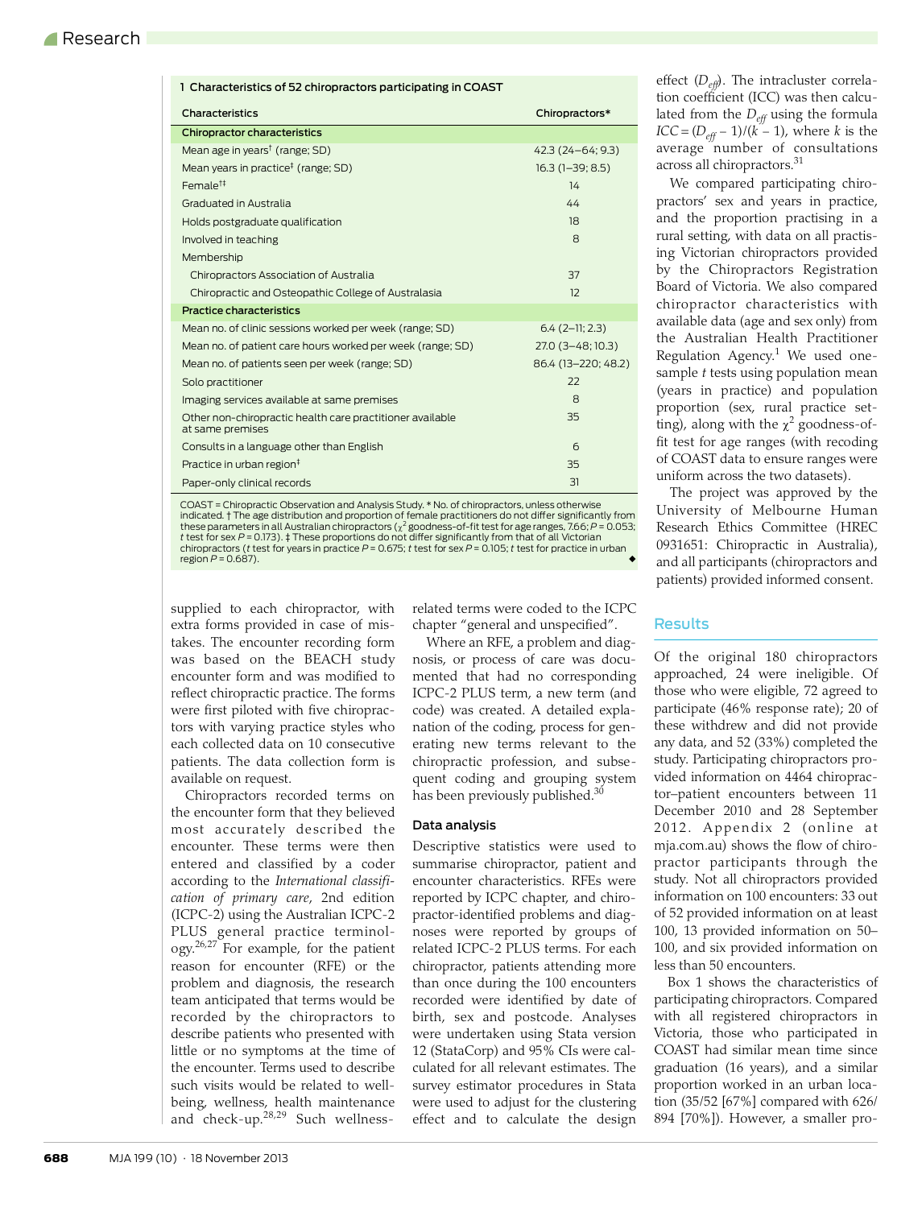**1 Characteristics of 52 chiropractors participating in COAST**

| Characteristics | Chiropractors* |
|---|---|
| **Chiropractor characteristics** | |
| Mean age in years† (range; SD) | 42.3 (24–64; 9.3) |
| Mean years in practice‡ (range; SD) | 16.3 (1–39; 8.5) |
| Female†‡ | 14 |
| Graduated in Australia | 44 |
| Holds postgraduate qualification | 18 |
| Involved in teaching | 8 |
| Membership | |
| Chiropractors Association of Australia | 37 |
| Chiropractic and Osteopathic College of Australasia | 12 |
| **Practice characteristics** | |
| Mean no. of clinic sessions worked per week (range; SD) | 6.4 (2–11; 2.3) |
| Mean no. of patient care hours worked per week (range; SD) | 27.0 (3–48; 10.3) |
| Mean no. of patients seen per week (range; SD) | 86.4 (13–220; 48.2) |
| Solo practitioner | 22 |
| Imaging services available at same premises | 8 |
| Other non-chiropractic health care practitioner available at same premises | 35 |
| Consults in a language other than English | 6 |
| Practice in urban region‡ | 35 |
| Paper-only clinical records | 31 |

COAST = Chiropractic Observation and Analysis Study. * No. of chiropractors, unless otherwise indicated. † The age distribution and proportion of female practitioners do not differ significantly from these parameters in all Australian chiropractors ($\chi^2$ goodness-of-fit test for age ranges, 7.66; $P = 0.053$; $t$ test for sex $P = 0.173$). ‡ These proportions do not differ significantly from that of all Victorian chiropractors ($t$ test for years in practice $P = 0.675$; $t$ test for sex $P = 0.105$; $t$ test for practice in urban region $P = 0.687$).

supplied to each chiropractor, with extra forms provided in case of mistakes. The encounter recording form was based on the BEACH study encounter form and was modified to reflect chiropractic practice. The forms were first piloted with five chiropractors with varying practice styles who each collected data on 10 consecutive patients. The data collection form is available on request.

Chiropractors recorded terms on the encounter form that they believed most accurately described the encounter. These terms were then entered and classified by a coder according to the *International classification of primary care*, 2nd edition (ICPC-2) using the Australian ICPC-2 PLUS general practice terminology.[26,27] For example, for the patient reason for encounter (RFE) or the problem and diagnosis, the research team anticipated that terms would be recorded by the chiropractors to describe patients who presented with little or no symptoms at the time of the encounter. Terms used to describe such visits would be related to wellbeing, wellness, health maintenance and check-up.[28,29] Such wellness-related terms were coded to the ICPC chapter "general and unspecified".

Where an RFE, a problem and diagnosis, or process of care was documented that had no corresponding ICPC-2 PLUS term, a new term (and code) was created. A detailed explanation of the coding, process for generating new terms relevant to the chiropractic profession, and subsequent coding and grouping system has been previously published.[30]

### Data analysis

Descriptive statistics were used to summarise chiropractor, patient and encounter characteristics. RFEs were reported by ICPC chapter, and chiropractor-identified problems and diagnoses were reported by groups of related ICPC-2 PLUS terms. For each chiropractor, patients attending more than once during the 100 encounters recorded were identified by date of birth, sex and postcode. Analyses were undertaken using Stata version 12 (StataCorp) and 95% CIs were calculated for all relevant estimates. The survey estimator procedures in Stata were used to adjust for the clustering effect and to calculate the design effect ($D_{eff}$). The intracluster correlation coefficient (ICC) was then calculated from the $D_{eff}$ using the formula $ICC = (D_{eff} - 1)/(k - 1)$, where $k$ is the average number of consultations across all chiropractors.[31]

We compared participating chiropractors' sex and years in practice, and the proportion practising in a rural setting, with data on all practising Victorian chiropractors provided by the Chiropractors Registration Board of Victoria. We also compared chiropractor characteristics with available data (age and sex only) from the Australian Health Practitioner Regulation Agency.[1] We used one-sample $t$ tests using population mean (years in practice) and population proportion (sex, rural practice setting), along with the $\chi^2$ goodness-of-fit test for age ranges (with recoding of COAST data to ensure ranges were uniform across the two datasets).

The project was approved by the University of Melbourne Human Research Ethics Committee (HREC 0931651: Chiropractic in Australia), and all participants (chiropractors and patients) provided informed consent.

## Results

Of the original 180 chiropractors approached, 24 were ineligible. Of those who were eligible, 72 agreed to participate (46% response rate); 20 of these withdrew and did not provide any data, and 52 (33%) completed the study. Participating chiropractors provided information on 4464 chiropractor–patient encounters between 11 December 2010 and 28 September 2012. Appendix 2 (online at mja.com.au) shows the flow of chiropractor participants through the study. Not all chiropractors provided information on 100 encounters: 33 out of 52 provided information on at least 100, 13 provided information on 50–100, and six provided information on less than 50 encounters.

Box 1 shows the characteristics of participating chiropractors. Compared with all registered chiropractors in Victoria, those who participated in COAST had similar mean time since graduation (16 years), and a similar proportion worked in an urban location (35/52 [67%] compared with 626/894 [70%]). However, a smaller pro-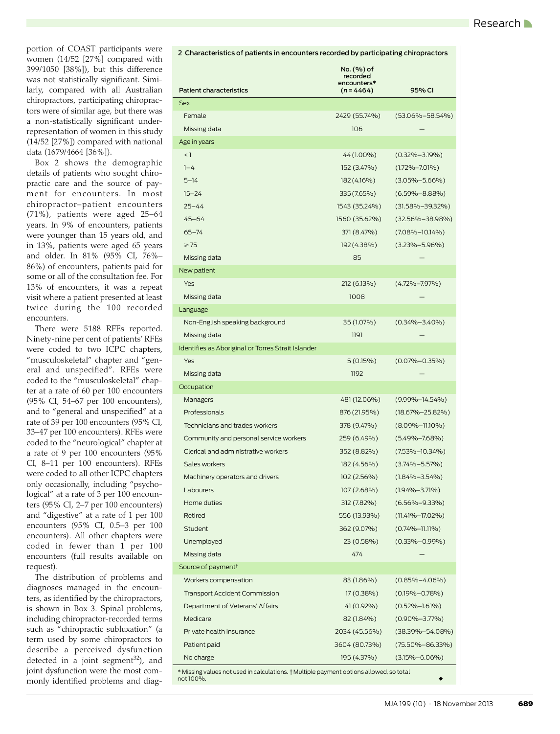portion of COAST participants were women (14/52 [27%] compared with 399/1050 [38%]), but this difference was not statistically significant. Similarly, compared with all Australian chiropractors, participating chiropractors were of similar age, but there was a non-statistically significant under-representation of women in this study (14/52 [27%]) compared with national data (1679/4664 [36%]).

Box 2 shows the demographic details of patients who sought chiropractic care and the source of payment for encounters. In most chiropractor–patient encounters (71%), patients were aged 25–64 years. In 9% of encounters, patients were younger than 15 years old, and in 13%, patients were aged 65 years and older. In 81% (95% CI, 76%–86%) of encounters, patients paid for some or all of the consultation fee. For 13% of encounters, it was a repeat visit where a patient presented at least twice during the 100 recorded encounters.

There were 5188 RFEs reported. Ninety-nine per cent of patients' RFEs were coded to two ICPC chapters, "musculoskeletal" chapter and "general and unspecified". RFEs were coded to the "musculoskeletal" chapter at a rate of 60 per 100 encounters (95% CI, 54–67 per 100 encounters), and to "general and unspecified" at a rate of 39 per 100 encounters (95% CI, 33–47 per 100 encounters). RFEs were coded to the "neurological" chapter at a rate of 9 per 100 encounters (95% CI, 8–11 per 100 encounters). RFEs were coded to all other ICPC chapters only occasionally, including "psychological" at a rate of 3 per 100 encounters (95% CI, 2–7 per 100 encounters) and "digestive" at a rate of 1 per 100 encounters (95% CI, 0.5–3 per 100 encounters). All other chapters were coded in fewer than 1 per 100 encounters (full results available on request).

The distribution of problems and diagnoses managed in the encounters, as identified by the chiropractors, is shown in Box 3. Spinal problems, including chiropractor-recorded terms such as "chiropractic subluxation" (a term used by some chiropractors to describe a perceived dysfunction detected in a joint segment[32]), and joint dysfunction were the most commonly identified problems and diag-

**2 Characteristics of patients in encounters recorded by participating chiropractors**

| Patient characteristics | No. (%) of recorded encounters* (n = 4464) | 95% CI |
|---|---|---|
| **Sex** | | |
| Female | 2429 (55.74%) | (53.06%–58.54%) |
| Missing data | 106 | — |
| **Age in years** | | |
| < 1 | 44 (1.00%) | (0.32%–3.19%) |
| 1–4 | 152 (3.47%) | (1.72%–7.01%) |
| 5–14 | 182 (4.16%) | (3.05%–5.66%) |
| 15–24 | 335 (7.65%) | (6.59%–8.88%) |
| 25–44 | 1543 (35.24%) | (31.58%–39.32%) |
| 45–64 | 1560 (35.62%) | (32.56%–38.98%) |
| 65–74 | 371 (8.47%) | (7.08%–10.14%) |
| ≥ 75 | 192 (4.38%) | (3.23%–5.96%) |
| Missing data | 85 | — |
| **New patient** | | |
| Yes | 212 (6.13%) | (4.72%–7.97%) |
| Missing data | 1008 | — |
| **Language** | | |
| Non-English speaking background | 35 (1.07%) | (0.34%–3.40%) |
| Missing data | 1191 | — |
| **Identifies as Aboriginal or Torres Strait Islander** | | |
| Yes | 5 (0.15%) | (0.07%–0.35%) |
| Missing data | 1192 | — |
| **Occupation** | | |
| Managers | 481 (12.06%) | (9.99%–14.54%) |
| Professionals | 876 (21.95%) | (18.67%–25.82%) |
| Technicians and trades workers | 378 (9.47%) | (8.09%–11.10%) |
| Community and personal service workers | 259 (6.49%) | (5.49%–7.68%) |
| Clerical and administrative workers | 352 (8.82%) | (7.53%–10.34%) |
| Sales workers | 182 (4.56%) | (3.74%–5.57%) |
| Machinery operators and drivers | 102 (2.56%) | (1.84%–3.54%) |
| Labourers | 107 (2.68%) | (1.94%–3.71%) |
| Home duties | 312 (7.82%) | (6.56%–9.33%) |
| Retired | 556 (13.93%) | (11.41%–17.02%) |
| Student | 362 (9.07%) | (0.74%–11.11%) |
| Unemployed | 23 (0.58%) | (0.33%–0.99%) |
| Missing data | 474 | — |
| **Source of payment†** | | |
| Workers compensation | 83 (1.86%) | (0.85%–4.06%) |
| Transport Accident Commission | 17 (0.38%) | (0.19%–0.78%) |
| Department of Veterans' Affairs | 41 (0.92%) | (0.52%–1.61%) |
| Medicare | 82 (1.84%) | (0.90%–3.77%) |
| Private health insurance | 2034 (45.56%) | (38.39%–54.08%) |
| Patient paid | 3604 (80.73%) | (75.50%–86.33%) |
| No charge | 195 (4.37%) | (3.15%–6.06%) |

\* Missing values not used in calculations. † Multiple payment options allowed, so total not 100%.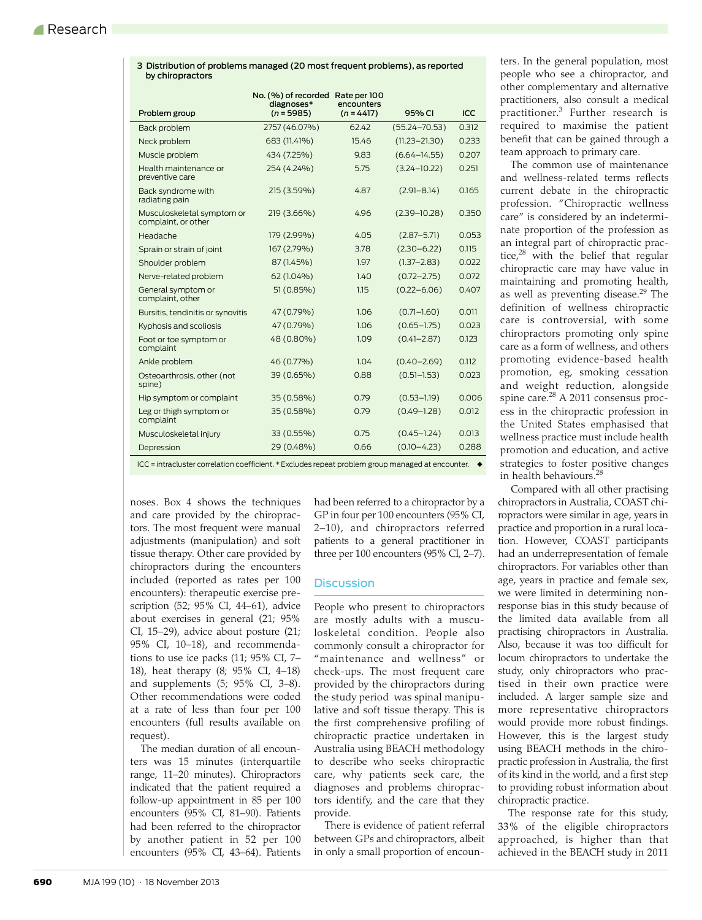**3 Distribution of problems managed (20 most frequent problems), as reported by chiropractors**

| Problem group | No. (%) of recorded diagnoses* (n = 5985) | Rate per 100 encounters (n = 4417) | 95% CI | ICC |
|---|---|---|---|---|
| Back problem | 2757 (46.07%) | 62.42 | (55.24–70.53) | 0.312 |
| Neck problem | 683 (11.41%) | 15.46 | (11.23–21.30) | 0.233 |
| Muscle problem | 434 (7.25%) | 9.83 | (6.64–14.55) | 0.207 |
| Health maintenance or preventive care | 254 (4.24%) | 5.75 | (3.24–10.22) | 0.251 |
| Back syndrome with radiating pain | 215 (3.59%) | 4.87 | (2.91–8.14) | 0.165 |
| Musculoskeletal symptom or complaint, or other | 219 (3.66%) | 4.96 | (2.39–10.28) | 0.350 |
| Headache | 179 (2.99%) | 4.05 | (2.87–5.71) | 0.053 |
| Sprain or strain of joint | 167 (2.79%) | 3.78 | (2.30–6.22) | 0.115 |
| Shoulder problem | 87 (1.45%) | 1.97 | (1.37–2.83) | 0.022 |
| Nerve-related problem | 62 (1.04%) | 1.40 | (0.72–2.75) | 0.072 |
| General symptom or complaint, other | 51 (0.85%) | 1.15 | (0.22–6.06) | 0.407 |
| Bursitis, tendinitis or synovitis | 47 (0.79%) | 1.06 | (0.71–1.60) | 0.011 |
| Kyphosis and scoliosis | 47 (0.79%) | 1.06 | (0.65–1.75) | 0.023 |
| Foot or toe symptom or complaint | 48 (0.80%) | 1.09 | (0.41–2.87) | 0.123 |
| Ankle problem | 46 (0.77%) | 1.04 | (0.40–2.69) | 0.112 |
| Osteoarthrosis, other (not spine) | 39 (0.65%) | 0.88 | (0.51–1.53) | 0.023 |
| Hip symptom or complaint | 35 (0.58%) | 0.79 | (0.53–1.19) | 0.006 |
| Leg or thigh symptom or complaint | 35 (0.58%) | 0.79 | (0.49–1.28) | 0.012 |
| Musculoskeletal injury | 33 (0.55%) | 0.75 | (0.45–1.24) | 0.013 |
| Depression | 29 (0.48%) | 0.66 | (0.10–4.23) | 0.288 |

ICC = intracluster correlation coefficient. * Excludes repeat problem group managed at encounter.

noses. Box 4 shows the techniques and care provided by the chiropractors. The most frequent were manual adjustments (manipulation) and soft tissue therapy. Other care provided by chiropractors during the encounters included (reported as rates per 100 encounters): therapeutic exercise prescription (52; 95% CI, 44–61), advice about exercises in general (21; 95% CI, 15–29), advice about posture (21; 95% CI, 10–18), and recommendations to use ice packs (11; 95% CI, 7–18), heat therapy (8; 95% CI, 4–18) and supplements (5; 95% CI, 3–8). Other recommendations were coded at a rate of less than four per 100 encounters (full results available on request).

The median duration of all encounters was 15 minutes (interquartile range, 11–20 minutes). Chiropractors indicated that the patient required a follow-up appointment in 85 per 100 encounters (95% CI, 81–90). Patients had been referred to the chiropractor by another patient in 52 per 100 encounters (95% CI, 43–64). Patients had been referred to a chiropractor by a GP in four per 100 encounters (95% CI, 2–10), and chiropractors referred patients to a general practitioner in three per 100 encounters (95% CI, 2–7).

## Discussion

People who present to chiropractors are mostly adults with a musculoskeletal condition. People also commonly consult a chiropractor for "maintenance and wellness" or check-ups. The most frequent care provided by the chiropractors during the study period was spinal manipulative and soft tissue therapy. This is the first comprehensive profiling of chiropractic practice undertaken in Australia using BEACH methodology to describe who seeks chiropractic care, why patients seek care, the diagnoses and problems chiropractors identify, and the care that they provide.

There is evidence of patient referral between GPs and chiropractors, albeit in only a small proportion of encounters. In the general population, most people who see a chiropractor, and other complementary and alternative practitioners, also consult a medical practitioner.[3] Further research is required to maximise the patient benefit that can be gained through a team approach to primary care.

The common use of maintenance and wellness-related terms reflects current debate in the chiropractic profession. "Chiropractic wellness care" is considered by an indeterminate proportion of the profession as an integral part of chiropractic practice,[28] with the belief that regular chiropractic care may have value in maintaining and promoting health, as well as preventing disease.[29] The definition of wellness chiropractic care is controversial, with some chiropractors promoting only spine care as a form of wellness, and others promoting evidence-based health promotion, eg, smoking cessation and weight reduction, alongside spine care.[28] A 2011 consensus process in the chiropractic profession in the United States emphasised that wellness practice must include health promotion and education, and active strategies to foster positive changes in health behaviours.[28]

Compared with all other practising chiropractors in Australia, COAST chiropractors were similar in age, years in practice and proportion in a rural location. However, COAST participants had an underrepresentation of female chiropractors. For variables other than age, years in practice and female sex, we were limited in determining nonresponse bias in this study because of the limited data available from all practising chiropractors in Australia. Also, because it was too difficult for locum chiropractors to undertake the study, only chiropractors who practised in their own practice were included. A larger sample size and more representative chiropractors would provide more robust findings. However, this is the largest study using BEACH methods in the chiropractic profession in Australia, the first of its kind in the world, and a first step to providing robust information about chiropractic practice.

The response rate for this study, 33% of the eligible chiropractors approached, is higher than that achieved in the BEACH study in 2011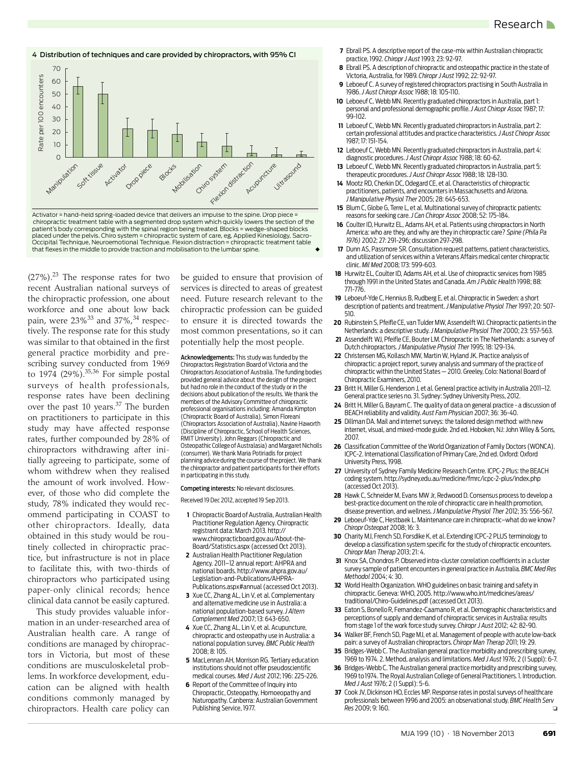**4 Distribution of techniques and care provided by chiropractors, with 95% CI**

Rate per 100 encounters

70
60
50
40
30
20
10
0

Manipulation
Soft tissue
Activator
Drop piece
Blocks
Mobilisation
Chiro system
Flexion distraction
Acupuncture
Ultrasound

Activator = hand-held spring-loaded device that delivers an impulse to the spine. Drop piece = chiropractic treatment table with a segmented drop system which quickly lowers the section of the patient's body corresponding with the spinal region being treated. Blocks = wedge-shaped blocks placed under the pelvis. Chiro system = chiropractic system of care, eg, Applied Kinesiology, Sacro-Occipital Technique, Neuroemotional Technique. Flexion distraction = chiropractic treatment table that flexes in the middle to provide traction and mobilisation to the lumbar spine. ◆

(27%).[23] The response rates for two recent Australian national surveys of the chiropractic profession, one about workforce and one about low back pain, were 23%[33] and 37%,[34] respectively. The response rate for this study was similar to that obtained in the first general practice morbidity and prescribing survey conducted from 1969 to 1974 (29%).[35,36] For simple postal surveys of health professionals, response rates have been declining over the past 10 years.[37] The burden on practitioners to participate in this study may have affected response rates, further compounded by 28% of chiropractors withdrawing after initially agreeing to participate, some of whom withdrew when they realised the amount of work involved. However, of those who did complete the study, 78% indicated they would recommend participating in COAST to other chiropractors. Ideally, data obtained in this study would be routinely collected in chiropractic practice, but infrastructure is not in place to facilitate this, with two-thirds of chiropractors who participated using paper-only clinical records; hence clinical data cannot be easily captured.

This study provides valuable information in an under-researched area of Australian health care. A range of conditions are managed by chiropractors in Victoria, but most of these conditions are musculoskeletal problems. In workforce development, education can be aligned with health conditions commonly managed by chiropractors. Health care policy can be guided to ensure that provision of services is directed to areas of greatest need. Future research relevant to the chiropractic profession can be guided to ensure it is directed towards the most common presentations, so it can potentially help the most people.

**Acknowledgements:** This study was funded by the Chiropractors Registration Board of Victoria and the Chiropractors Association of Australia. The funding bodies provided general advice about the design of the project but had no role in the conduct of the study or in the decisions about publication of the results. We thank the members of the Advisory Committee of chiropractic professional organisations including: Amanda Kimpton (Chiropractic Board of Australia), Simon Floreani (Chiropractors Association of Australia), Navine Haworth (Discipline of Chiropractic, School of Health Sciences, RMIT University), John Reggars (Chiropractic and Osteopathic College of Australasia) and Margaret Nicholls (consumer). We thank Maria Potiriadis for project planning advice during the course of the project. We thank the chiropractor and patient participants for their efforts in participating in this study.

**Competing interests:** No relevant disclosures.

Received 19 Dec 2012, accepted 19 Sep 2013.

1 Chiropractic Board of Australia, Australian Health Practitioner Regulation Agency. Chiropractic registrant data: March 2013. http://www.chiropracticboard.gov.au/About-the-Board/Statistics.aspx (accessed Oct 2013).
2 Australian Health Practitioner Regulation Agency. 2011–12 annual report: AHPRA and national boards. http://www.ahpra.gov.au/Legislation-and-Publications/AHPRA-Publications.aspx#annual (accessed Oct 2013).
3 Xue CC, Zhang AL, Lin V, et al. Complementary and alternative medicine use in Australia: a national population-based survey. *J Altern Complement Med* 2007; 13: 643-650.
4 Xue CC, Zhang AL, Lin V, et al. Acupuncture, chiropractic and osteopathy use in Australia: a national population survey. *BMC Public Health* 2008; 8: 105.
5 MacLennan AH, Morrison RG. Tertiary education institutions should not offer pseudoscientific medical courses. *Med J Aust* 2012; 196: 225-226.
6 Report of the Committee of Inquiry into Chiropractic, Osteopathy, Homoeopathy and Naturopathy. Canberra: Australian Government Publishing Service, 1977.
7 Ebrall PS. A descriptive report of the case-mix within Australian chiropractic practice, 1992. *Chiropr J Aust* 1993; 23: 92-97.
8 Ebrall PS. A description of chiropractic and osteopathic practice in the state of Victoria, Australia, for 1989. *Chiropr J Aust* 1992; 22: 92-97.
9 Leboeuf C. A survey of registered chiropractors practising in South Australia in 1986. *J Aust Chiropr Assoc* 1988; 18: 105-110.
10 Leboeuf C, Webb MN. Recently graduated chiropractors in Australia, part 1: personal and professional demographic profile. *J Aust Chiropr Assoc* 1987; 17: 99-102.
11 Leboeuf C, Webb MN. Recently graduated chiropractors in Australia, part 2: certain professional attitudes and practice characteristics. *J Aust Chiropr Assoc* 1987; 17: 151-154.
12 Leboeuf C, Webb MN. Recently graduated chiropractors in Australia, part 4: diagnostic procedures. *J Aust Chiropr Assoc* 1988; 18: 60-62.
13 Leboeuf C, Webb MN. Recently graduated chiropractors in Australia, part 5: therapeutic procedures. *J Aust Chiropr Assoc* 1988; 18: 128-130.
14 Mootz RD, Cherkin DC, Odegard CE, et al. Characteristics of chiropractic practitioners, patients, and encounters in Massachusetts and Arizona. *J Manipulative Physiol Ther* 2005; 28: 645-653.
15 Blum C, Globe G, Terre L, et al. Multinational survey of chiropractic patients: reasons for seeking care. *J Can Chiropr Assoc* 2008; 52: 175-184.
16 Coulter ID, Hurwitz EL, Adams AH, et al. Patients using chiropractors in North America: who are they, and why are they in chiropractic care? *Spine (Phila Pa 1976)* 2002; 27: 291-296; discussion 297-298.
17 Dunn AS, Passmore SR. Consultation request patterns, patient characteristics, and utilization of services within a Veterans Affairs medical center chiropractic clinic. *Mil Med* 2008; 173: 599-603.
18 Hurwitz EL, Coulter ID, Adams AH, et al. Use of chiropractic services from 1985 through 1991 in the United States and Canada. *Am J Public Health* 1998; 88: 771-776.
19 Leboeuf-Yde C, Hennius B, Rudberg E, et al. Chiropractic in Sweden: a short description of patients and treatment. *J Manipulative Physiol Ther* 1997; 20: 507-510.
20 Rubinstein S, Pfeifle CE, van Tulder MW, Assendelft WJ. Chiropractic patients in the Netherlands: a descriptive study. *J Manipulative Physiol Ther* 2000; 23: 557-563.
21 Assendelft WJ, Pfeifle CE, Bouter LM. Chiropractic in The Netherlands: a survey of Dutch chiropractors. *J Manipulative Physiol Ther* 1995; 18: 129-134.
22 Christensen MG, Kollasch MW, Martin W, Hyland JK. Practice analysis of chiropractic: a project report, survey analysis and summary of the practice of chiropractic within the United States — 2010. Greeley, Colo: National Board of Chiropractic Examiners, 2010.
23 Britt H, Miller G, Henderson J, et al. General practice activity in Australia 2011–12. General practice series no. 31. Sydney: Sydney University Press, 2012.
24 Britt H, Miller G, Bayram C. The quality of data on general practice - a discussion of BEACH reliability and validity. *Aust Fam Physician* 2007; 36: 36-40.
25 Dillman DA. Mail and internet surveys: the tailored design method: with new internet, visual, and mixed-mode guide. 2nd ed. Hoboken, NJ: John Wiley & Sons, 2007.
26 Classification Committee of the World Organization of Family Doctors (WONCA). ICPC-2. International Classification of Primary Care, 2nd ed. Oxford: Oxford University Press, 1998.
27 University of Sydney Family Medicine Research Centre. ICPC-2 Plus: the BEACH coding system. http://sydney.edu.au/medicine/fmrc/icpc-2-plus/index.php (accessed Oct 2013).
28 Hawk C, Schneider M, Evans MW Jr, Redwood D. Consensus process to develop a best-practice document on the role of chiropractic care in health promotion, disease prevention, and wellness. *J Manipulative Physiol Ther* 2012; 35: 556-567.
29 Leboeuf-Yde C, Hestbaek L. Maintenance care in chiropractic—what do we know? *Chiropr Osteopat* 2008; 16: 3.
30 Charity MJ, French SD, Forsdike K, et al. Extending ICPC-2 PLUS terminology to develop a classification system specific for the study of chiropractic encounters. *Chiropr Man Therap* 2013; 21: 4.
31 Knox SA, Chondros P. Observed intra-cluster correlation coefficients in a cluster survey sample of patient encounters in general practice in Australia. *BMC Med Res Methodol* 2004; 4: 30.
32 World Health Organization. WHO guidelines on basic training and safety in chiropractic. Geneva: WHO, 2005. http://www.who.int/medicines/areas/traditional/Chiro-Guidelines.pdf (accessed Oct 2013).
33 Eaton S, Bonello R, Fernandez-Caamano R, et al. Demographic characteristics and perceptions of supply and demand of chiropractic services in Australia: results from stage 1 of the work force study survey. *Chiropr J Aust* 2012; 42: 82-90.
34 Walker BF, French SD, Page MJ, et al. Management of people with acute low-back pain: a survey of Australian chiropractors. *Chiropr Man Therap* 2011; 19: 29.
35 Bridges-Webb C. The Australian general practice morbidity and prescribing survey, 1969 to 1974. 2. Method, analysis and limitations. *Med J Aust* 1976; 2 (1 Suppl): 6-7.
36 Bridges-Webb C. The Australian general practice morbidity and prescribing survey, 1969 to 1974. The Royal Australian College of General Practitioners. 1. Introduction. *Med J Aust* 1976; 2 (1 Suppl): 5-6.
37 Cook JV, Dickinson HO, Eccles MP. Response rates in postal surveys of healthcare professionals between 1996 and 2005: an observational study. *BMC Health Serv Res* 2009; 9: 160. ❑